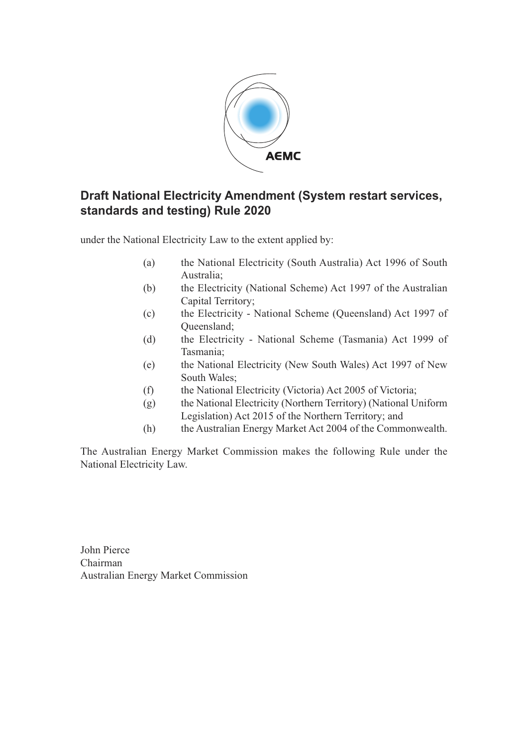# Draft National Electricity Amendment (System restart services, standards and testing) Rule 2020

under the National Electricity Law to the extent applied by:

(a) the National Electricity (South Australia) Act 1996 of South Australia;

(b) the Electricity (National Scheme) Act 1997 of the Australian Capital Territory;

(c) the Electricity - National Scheme (Queensland) Act 1997 of Queensland;

(d) the Electricity - National Scheme (Tasmania) Act 1999 of Tasmania;

(e) the National Electricity (New South Wales) Act 1997 of New South Wales;

(f) the National Electricity (Victoria) Act 2005 of Victoria;

(g) the National Electricity (Northern Territory) (National Uniform Legislation) Act 2015 of the Northern Territory; and

(h) the Australian Energy Market Act 2004 of the Commonwealth.

The Australian Energy Market Commission makes the following Rule under the National Electricity Law.

John Pierce
Chairman
Australian Energy Market Commission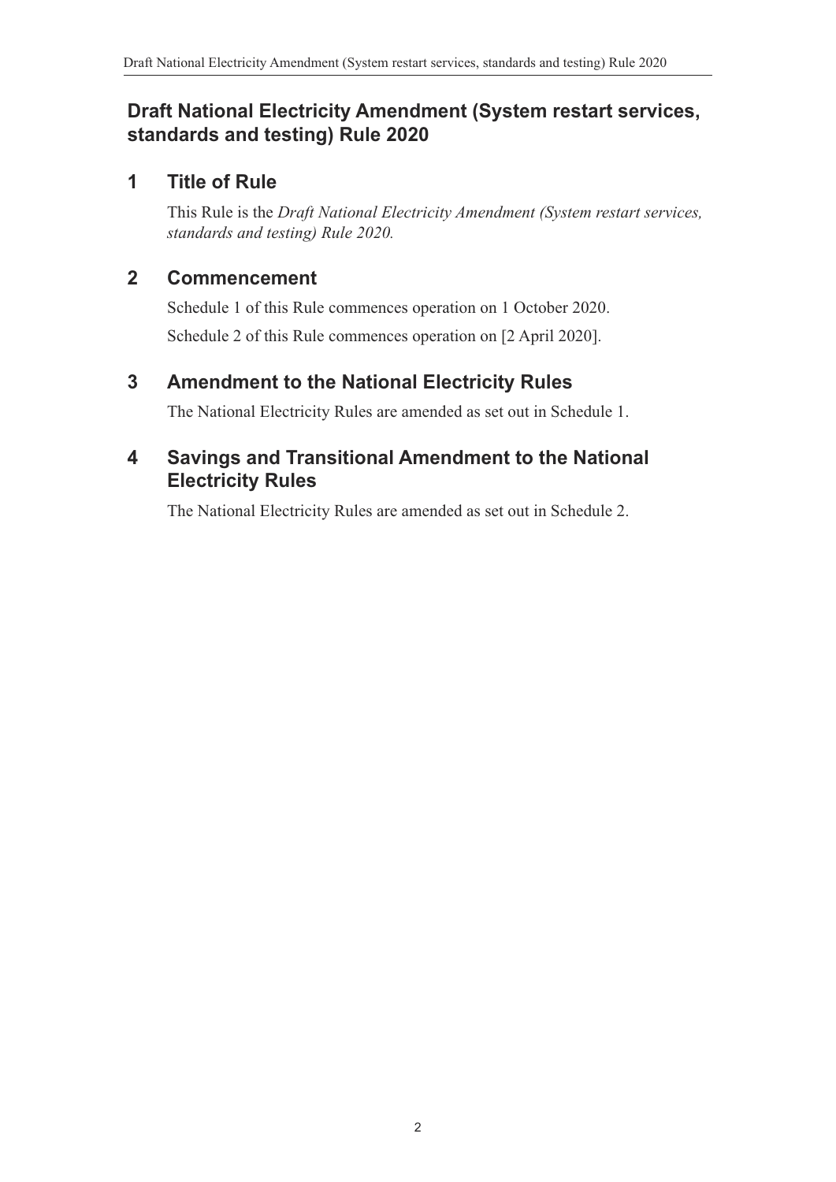# Draft National Electricity Amendment (System restart services, standards and testing) Rule 2020

## 1 Title of Rule

This Rule is the *Draft National Electricity Amendment (System restart services, standards and testing) Rule 2020.*

## 2 Commencement

Schedule 1 of this Rule commences operation on 1 October 2020.

Schedule 2 of this Rule commences operation on [2 April 2020].

## 3 Amendment to the National Electricity Rules

The National Electricity Rules are amended as set out in Schedule 1.

## 4 Savings and Transitional Amendment to the National Electricity Rules

The National Electricity Rules are amended as set out in Schedule 2.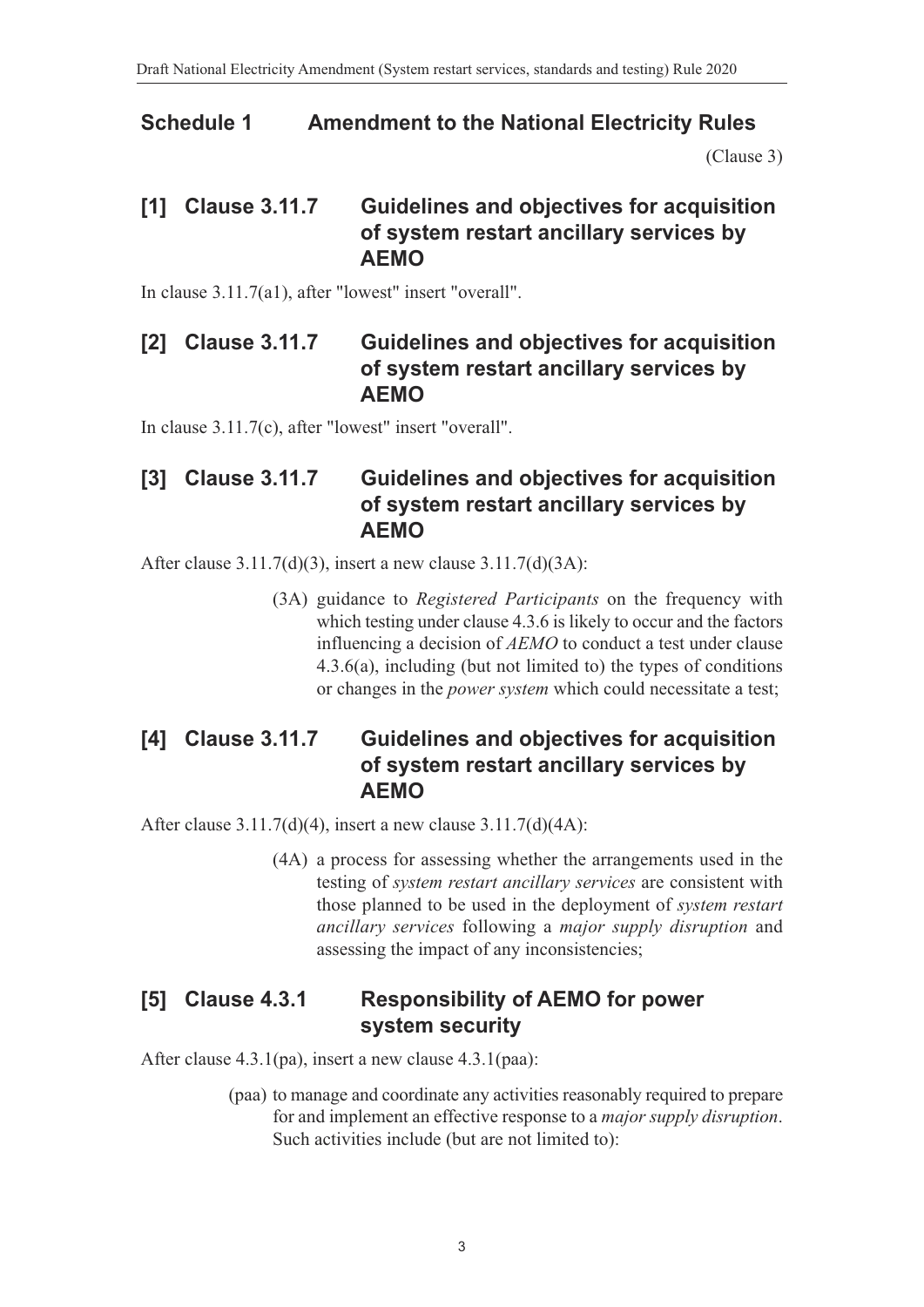## Schedule 1 Amendment to the National Electricity Rules

(Clause 3)

### [1] Clause 3.11.7 Guidelines and objectives for acquisition of system restart ancillary services by AEMO

In clause 3.11.7(a1), after "lowest" insert "overall".

### [2] Clause 3.11.7 Guidelines and objectives for acquisition of system restart ancillary services by AEMO

In clause 3.11.7(c), after "lowest" insert "overall".

### [3] Clause 3.11.7 Guidelines and objectives for acquisition of system restart ancillary services by AEMO

After clause 3.11.7(d)(3), insert a new clause 3.11.7(d)(3A):

> (3A) guidance to *Registered Participants* on the frequency with which testing under clause 4.3.6 is likely to occur and the factors influencing a decision of *AEMO* to conduct a test under clause 4.3.6(a), including (but not limited to) the types of conditions or changes in the *power system* which could necessitate a test;

### [4] Clause 3.11.7 Guidelines and objectives for acquisition of system restart ancillary services by AEMO

After clause 3.11.7(d)(4), insert a new clause 3.11.7(d)(4A):

> (4A) a process for assessing whether the arrangements used in the testing of *system restart ancillary services* are consistent with those planned to be used in the deployment of *system restart ancillary services* following a *major supply disruption* and assessing the impact of any inconsistencies;

### [5] Clause 4.3.1 Responsibility of AEMO for power system security

After clause 4.3.1(pa), insert a new clause 4.3.1(paa):

> (paa) to manage and coordinate any activities reasonably required to prepare for and implement an effective response to a *major supply disruption*. Such activities include (but are not limited to):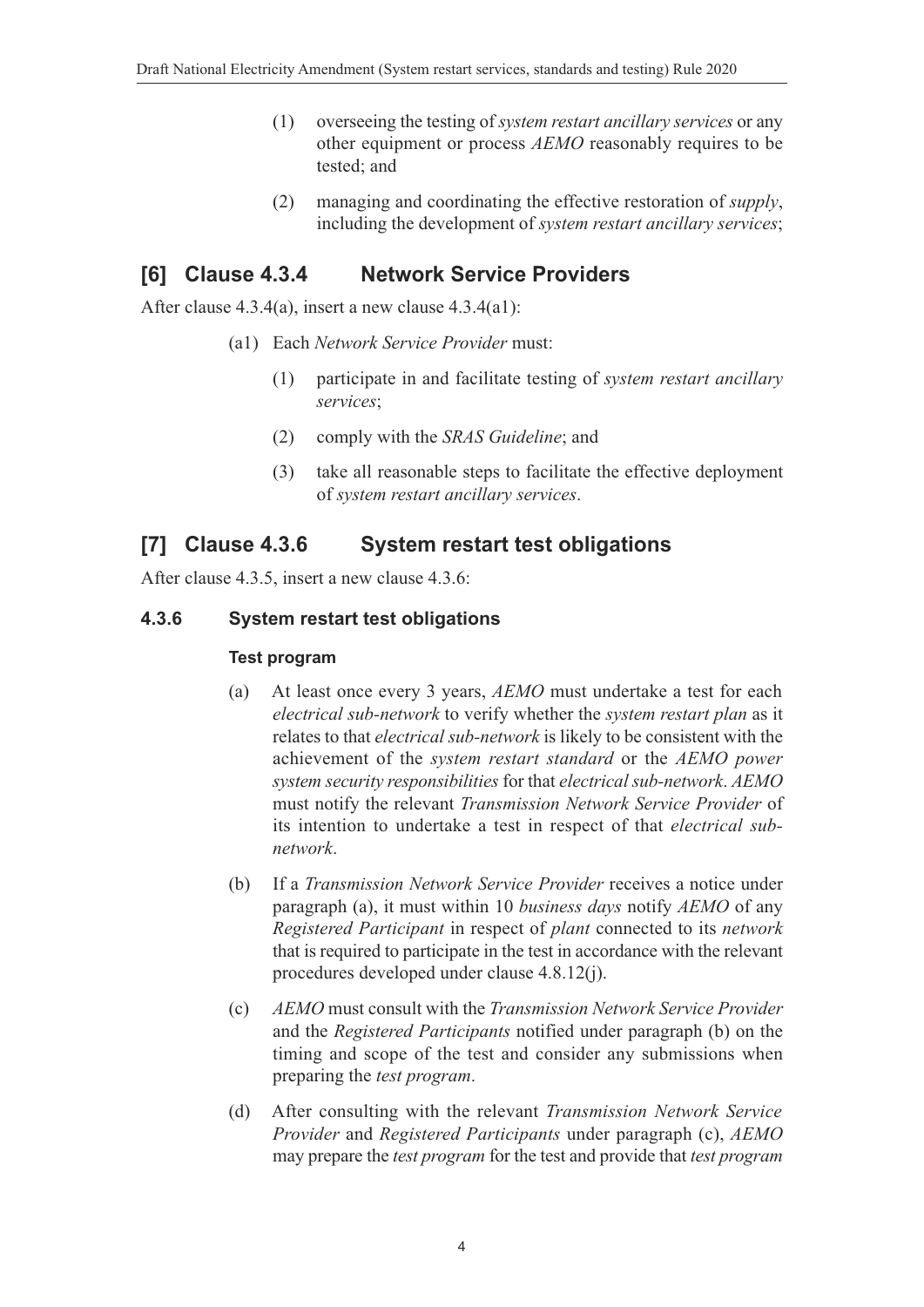(1) overseeing the testing of *system restart ancillary services* or any other equipment or process *AEMO* reasonably requires to be tested; and

(2) managing and coordinating the effective restoration of *supply*, including the development of *system restart ancillary services*;

## [6] Clause 4.3.4 Network Service Providers

After clause 4.3.4(a), insert a new clause 4.3.4(a1):

(a1) Each *Network Service Provider* must:

(1) participate in and facilitate testing of *system restart ancillary services*;

(2) comply with the *SRAS Guideline*; and

(3) take all reasonable steps to facilitate the effective deployment of *system restart ancillary services*.

## [7] Clause 4.3.6 System restart test obligations

After clause 4.3.5, insert a new clause 4.3.6:

### 4.3.6 System restart test obligations

#### Test program

(a) At least once every 3 years, *AEMO* must undertake a test for each *electrical sub-network* to verify whether the *system restart plan* as it relates to that *electrical sub-network* is likely to be consistent with the achievement of the *system restart standard* or the *AEMO power system security responsibilities* for that *electrical sub-network*. *AEMO* must notify the relevant *Transmission Network Service Provider* of its intention to undertake a test in respect of that *electrical sub-network*.

(b) If a *Transmission Network Service Provider* receives a notice under paragraph (a), it must within 10 *business days* notify *AEMO* of any *Registered Participant* in respect of *plant* connected to its *network* that is required to participate in the test in accordance with the relevant procedures developed under clause 4.8.12(j).

(c) *AEMO* must consult with the *Transmission Network Service Provider* and the *Registered Participants* notified under paragraph (b) on the timing and scope of the test and consider any submissions when preparing the *test program*.

(d) After consulting with the relevant *Transmission Network Service Provider* and *Registered Participants* under paragraph (c), *AEMO* may prepare the *test program* for the test and provide that *test program*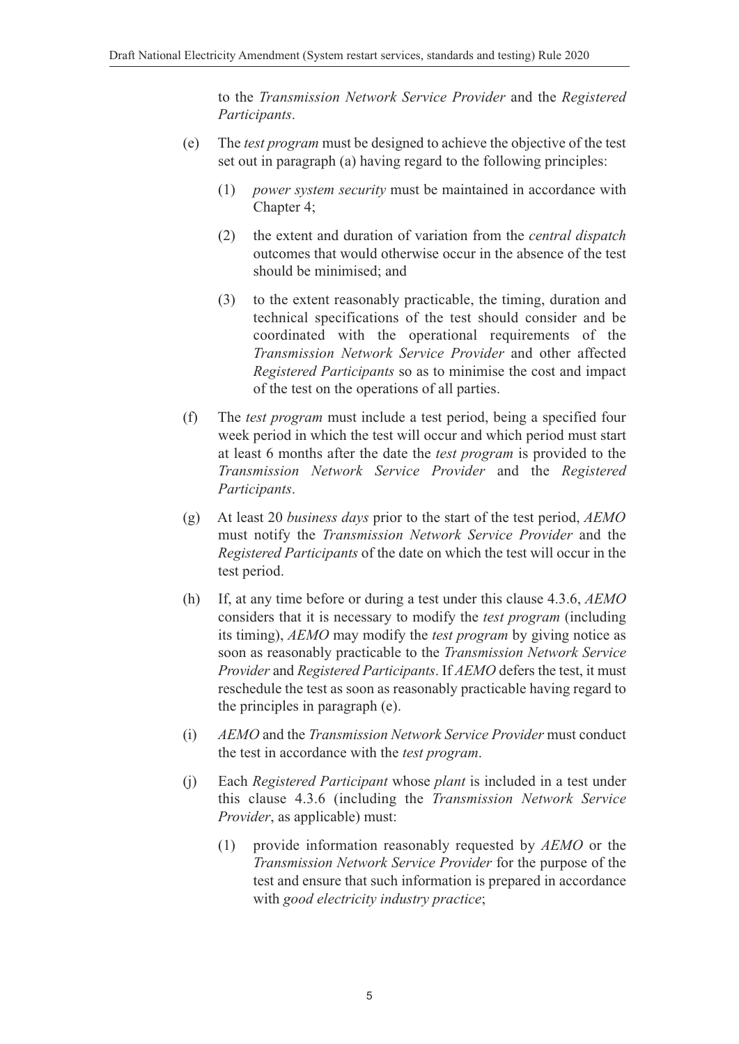to the *Transmission Network Service Provider* and the *Registered Participants*.

(e) The *test program* must be designed to achieve the objective of the test set out in paragraph (a) having regard to the following principles:

   (1) *power system security* must be maintained in accordance with Chapter 4;

   (2) the extent and duration of variation from the *central dispatch* outcomes that would otherwise occur in the absence of the test should be minimised; and

   (3) to the extent reasonably practicable, the timing, duration and technical specifications of the test should consider and be coordinated with the operational requirements of the *Transmission Network Service Provider* and other affected *Registered Participants* so as to minimise the cost and impact of the test on the operations of all parties.

(f) The *test program* must include a test period, being a specified four week period in which the test will occur and which period must start at least 6 months after the date the *test program* is provided to the *Transmission Network Service Provider* and the *Registered Participants*.

(g) At least 20 *business days* prior to the start of the test period, *AEMO* must notify the *Transmission Network Service Provider* and the *Registered Participants* of the date on which the test will occur in the test period.

(h) If, at any time before or during a test under this clause 4.3.6, *AEMO* considers that it is necessary to modify the *test program* (including its timing), *AEMO* may modify the *test program* by giving notice as soon as reasonably practicable to the *Transmission Network Service Provider* and *Registered Participants*. If *AEMO* defers the test, it must reschedule the test as soon as reasonably practicable having regard to the principles in paragraph (e).

(i) *AEMO* and the *Transmission Network Service Provider* must conduct the test in accordance with the *test program*.

(j) Each *Registered Participant* whose *plant* is included in a test under this clause 4.3.6 (including the *Transmission Network Service Provider*, as applicable) must:

   (1) provide information reasonably requested by *AEMO* or the *Transmission Network Service Provider* for the purpose of the test and ensure that such information is prepared in accordance with *good electricity industry practice*;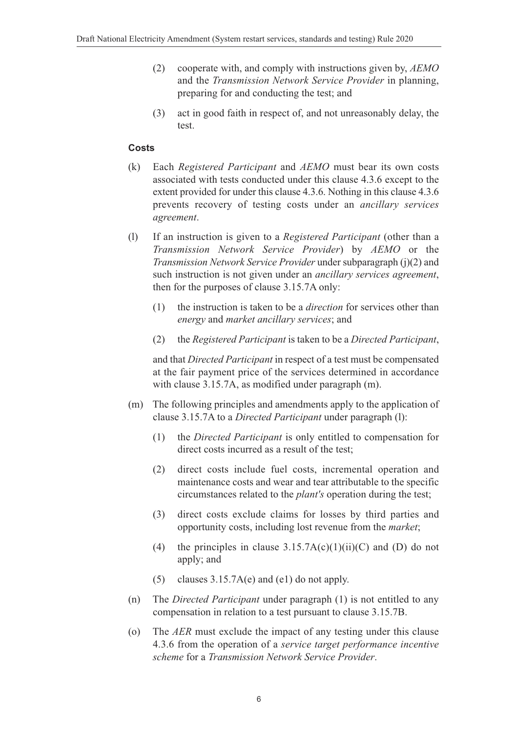(2) cooperate with, and comply with instructions given by, *AEMO* and the *Transmission Network Service Provider* in planning, preparing for and conducting the test; and

(3) act in good faith in respect of, and not unreasonably delay, the test.

**Costs**

(k) Each *Registered Participant* and *AEMO* must bear its own costs associated with tests conducted under this clause 4.3.6 except to the extent provided for under this clause 4.3.6. Nothing in this clause 4.3.6 prevents recovery of testing costs under an *ancillary services agreement*.

(l) If an instruction is given to a *Registered Participant* (other than a *Transmission Network Service Provider*) by *AEMO* or the *Transmission Network Service Provider* under subparagraph (j)(2) and such instruction is not given under an *ancillary services agreement*, then for the purposes of clause 3.15.7A only:

(1) the instruction is taken to be a *direction* for services other than *energy* and *market ancillary services*; and

(2) the *Registered Participant* is taken to be a *Directed Participant*,

and that *Directed Participant* in respect of a test must be compensated at the fair payment price of the services determined in accordance with clause 3.15.7A, as modified under paragraph (m).

(m) The following principles and amendments apply to the application of clause 3.15.7A to a *Directed Participant* under paragraph (l):

(1) the *Directed Participant* is only entitled to compensation for direct costs incurred as a result of the test;

(2) direct costs include fuel costs, incremental operation and maintenance costs and wear and tear attributable to the specific circumstances related to the *plant's* operation during the test;

(3) direct costs exclude claims for losses by third parties and opportunity costs, including lost revenue from the *market*;

(4) the principles in clause 3.15.7A(c)(1)(ii)(C) and (D) do not apply; and

(5) clauses 3.15.7A(e) and (e1) do not apply.

(n) The *Directed Participant* under paragraph (1) is not entitled to any compensation in relation to a test pursuant to clause 3.15.7B.

(o) The *AER* must exclude the impact of any testing under this clause 4.3.6 from the operation of a *service target performance incentive scheme* for a *Transmission Network Service Provider*.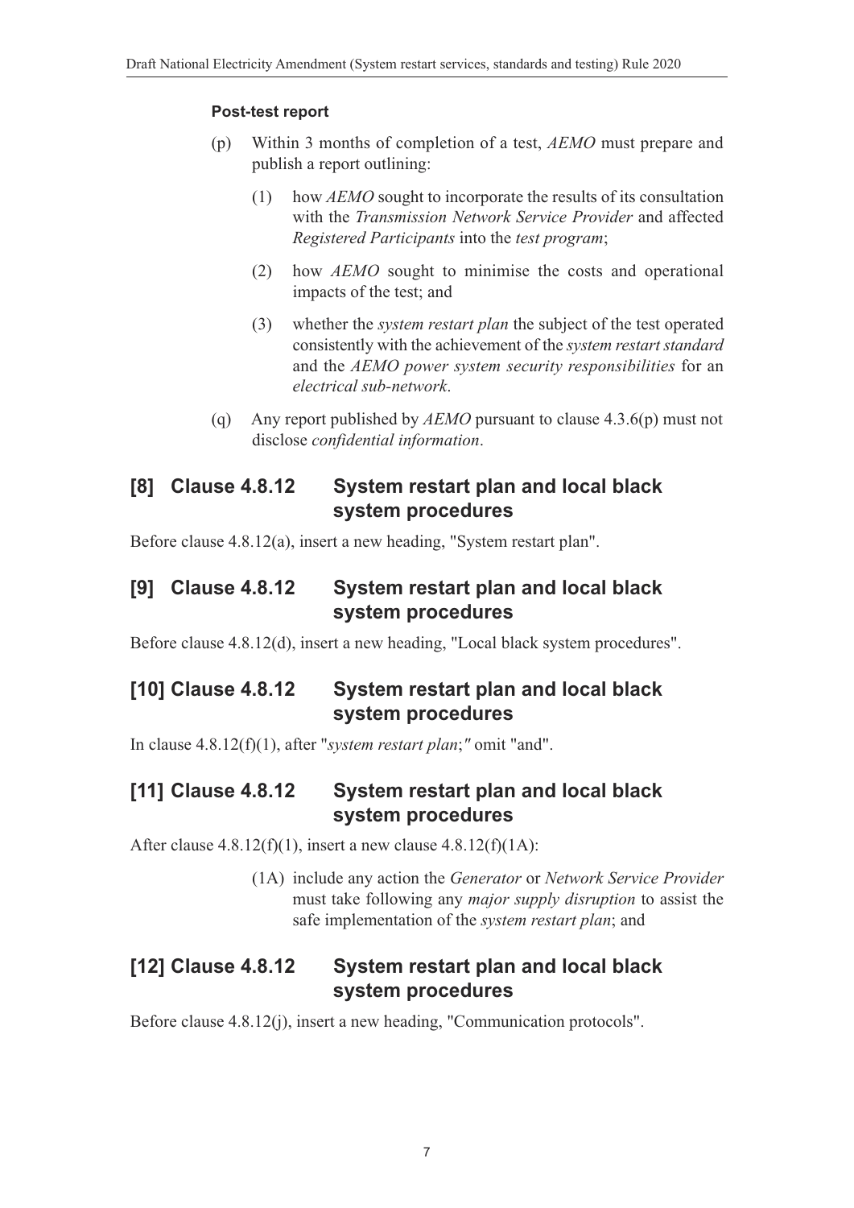#### Post-test report

(p) Within 3 months of completion of a test, *AEMO* must prepare and publish a report outlining:

(1) how *AEMO* sought to incorporate the results of its consultation with the *Transmission Network Service Provider* and affected *Registered Participants* into the *test program*;

(2) how *AEMO* sought to minimise the costs and operational impacts of the test; and

(3) whether the *system restart plan* the subject of the test operated consistently with the achievement of the *system restart standard* and the *AEMO power system security responsibilities* for an *electrical sub-network*.

(q) Any report published by *AEMO* pursuant to clause 4.3.6(p) must not disclose *confidential information*.

## [8] Clause 4.8.12 System restart plan and local black system procedures

Before clause 4.8.12(a), insert a new heading, "System restart plan".

## [9] Clause 4.8.12 System restart plan and local black system procedures

Before clause 4.8.12(d), insert a new heading, "Local black system procedures".

## [10] Clause 4.8.12 System restart plan and local black system procedures

In clause 4.8.12(f)(1), after "*system restart plan*;" omit "and".

## [11] Clause 4.8.12 System restart plan and local black system procedures

After clause 4.8.12(f)(1), insert a new clause 4.8.12(f)(1A):

(1A) include any action the *Generator* or *Network Service Provider* must take following any *major supply disruption* to assist the safe implementation of the *system restart plan*; and

## [12] Clause 4.8.12 System restart plan and local black system procedures

Before clause 4.8.12(j), insert a new heading, "Communication protocols".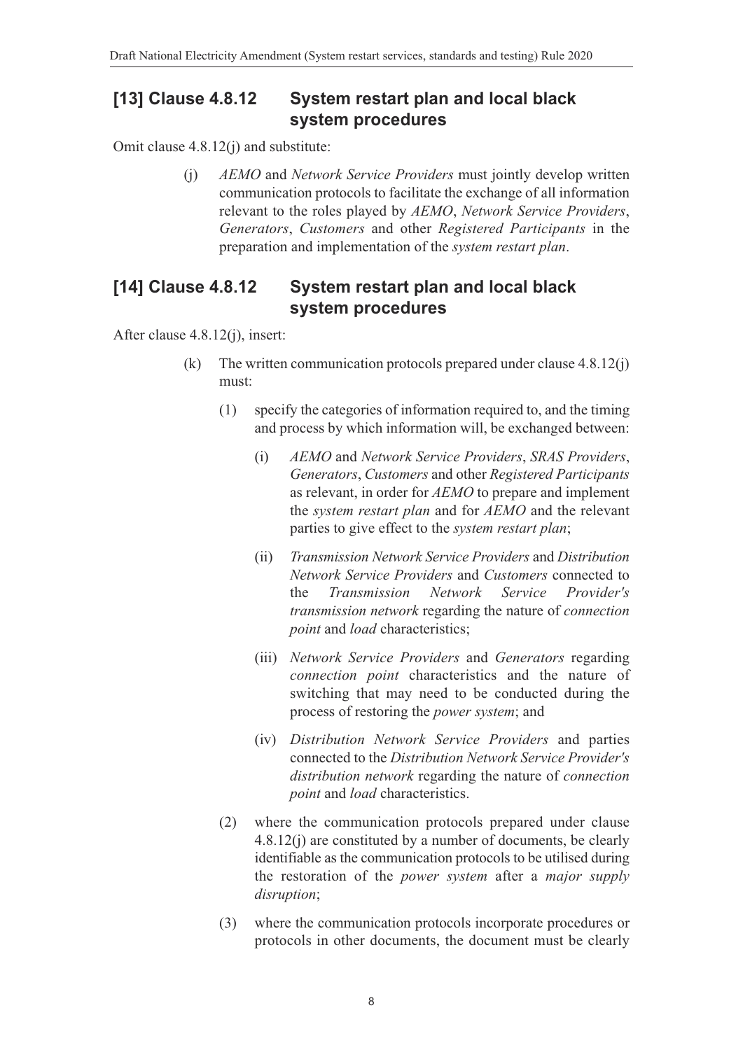## [13] Clause 4.8.12 System restart plan and local black system procedures

Omit clause 4.8.12(j) and substitute:

(j) *AEMO* and *Network Service Providers* must jointly develop written communication protocols to facilitate the exchange of all information relevant to the roles played by *AEMO*, *Network Service Providers*, *Generators*, *Customers* and other *Registered Participants* in the preparation and implementation of the *system restart plan*.

## [14] Clause 4.8.12 System restart plan and local black system procedures

After clause 4.8.12(j), insert:

(k) The written communication protocols prepared under clause 4.8.12(j) must:

(1) specify the categories of information required to, and the timing and process by which information will, be exchanged between:

(i) *AEMO* and *Network Service Providers*, *SRAS Providers*, *Generators*, *Customers* and other *Registered Participants* as relevant, in order for *AEMO* to prepare and implement the *system restart plan* and for *AEMO* and the relevant parties to give effect to the *system restart plan*;

(ii) *Transmission Network Service Providers* and *Distribution Network Service Providers* and *Customers* connected to the *Transmission Network Service Provider's transmission network* regarding the nature of *connection point* and *load* characteristics;

(iii) *Network Service Providers* and *Generators* regarding *connection point* characteristics and the nature of switching that may need to be conducted during the process of restoring the *power system*; and

(iv) *Distribution Network Service Providers* and parties connected to the *Distribution Network Service Provider's distribution network* regarding the nature of *connection point* and *load* characteristics.

(2) where the communication protocols prepared under clause 4.8.12(j) are constituted by a number of documents, be clearly identifiable as the communication protocols to be utilised during the restoration of the *power system* after a *major supply disruption*;

(3) where the communication protocols incorporate procedures or protocols in other documents, the document must be clearly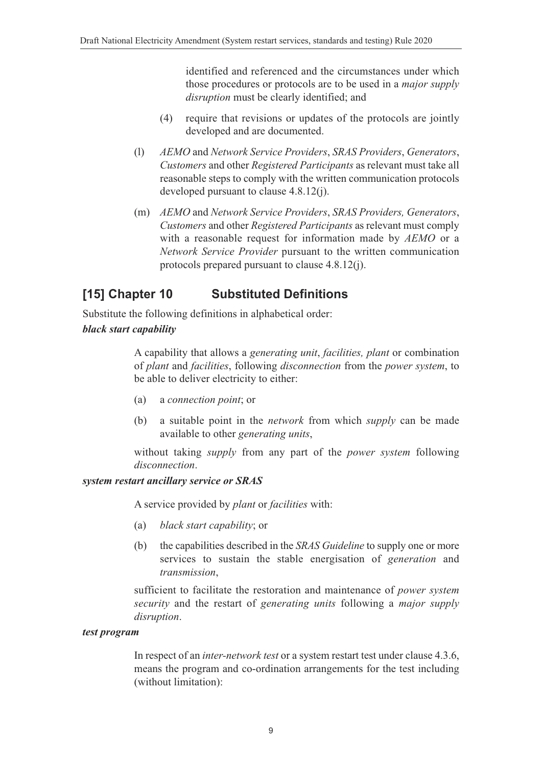identified and referenced and the circumstances under which those procedures or protocols are to be used in a *major supply disruption* must be clearly identified; and

(4) require that revisions or updates of the protocols are jointly developed and are documented.

(l) *AEMO* and *Network Service Providers*, *SRAS Providers*, *Generators*, *Customers* and other *Registered Participants* as relevant must take all reasonable steps to comply with the written communication protocols developed pursuant to clause 4.8.12(j).

(m) *AEMO* and *Network Service Providers*, *SRAS Providers, Generators*, *Customers* and other *Registered Participants* as relevant must comply with a reasonable request for information made by *AEMO* or a *Network Service Provider* pursuant to the written communication protocols prepared pursuant to clause 4.8.12(j).

## [15] Chapter 10 Substituted Definitions

Substitute the following definitions in alphabetical order:

***black start capability***

A capability that allows a *generating unit*, *facilities, plant* or combination of *plant* and *facilities*, following *disconnection* from the *power system*, to be able to deliver electricity to either:

(a) a *connection point*; or

(b) a suitable point in the *network* from which *supply* can be made available to other *generating units*,

without taking *supply* from any part of the *power system* following *disconnection*.

***system restart ancillary service or SRAS***

A service provided by *plant* or *facilities* with:

(a) *black start capability*; or

(b) the capabilities described in the *SRAS Guideline* to supply one or more services to sustain the stable energisation of *generation* and *transmission*,

sufficient to facilitate the restoration and maintenance of *power system security* and the restart of *generating units* following a *major supply disruption*.

***test program***

In respect of an *inter-network test* or a system restart test under clause 4.3.6, means the program and co-ordination arrangements for the test including (without limitation):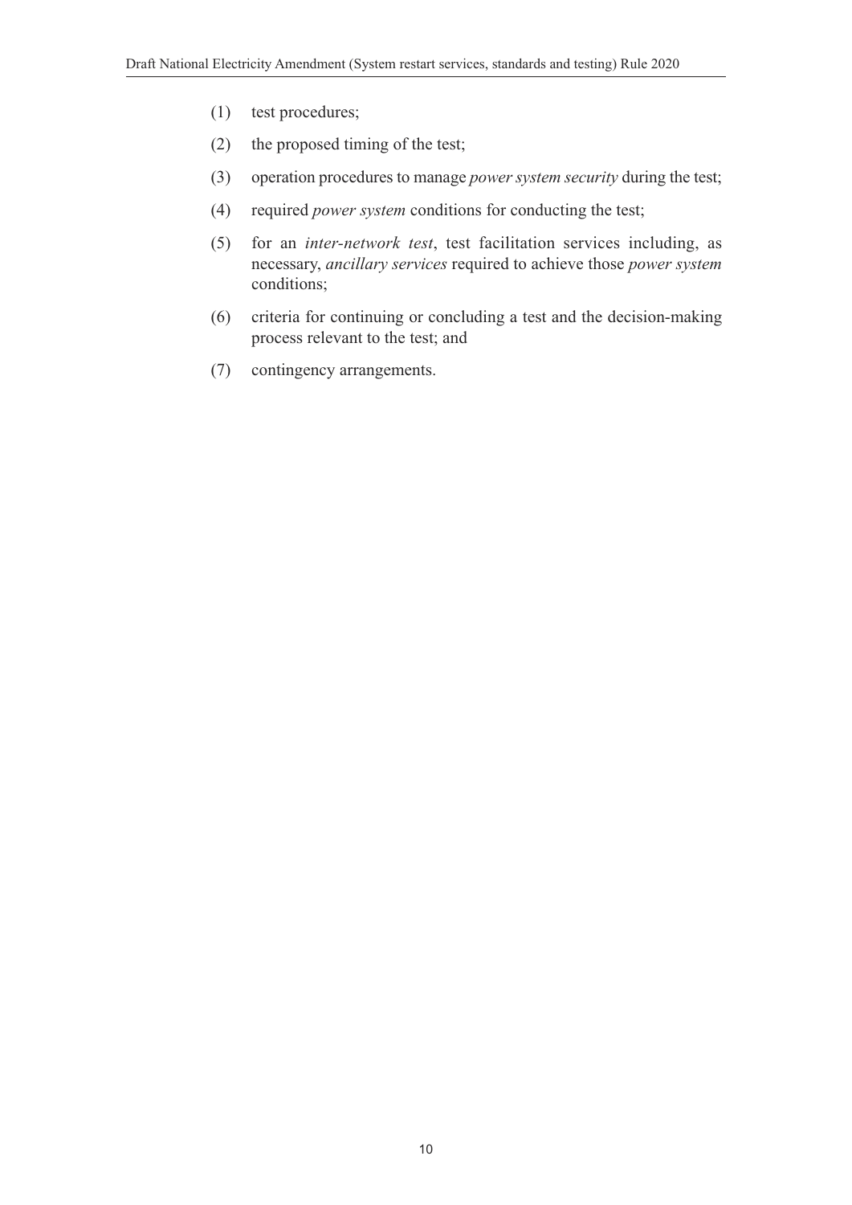(1) test procedures;

(2) the proposed timing of the test;

(3) operation procedures to manage *power system security* during the test;

(4) required *power system* conditions for conducting the test;

(5) for an *inter-network test*, test facilitation services including, as necessary, *ancillary services* required to achieve those *power system* conditions;

(6) criteria for continuing or concluding a test and the decision-making process relevant to the test; and

(7) contingency arrangements.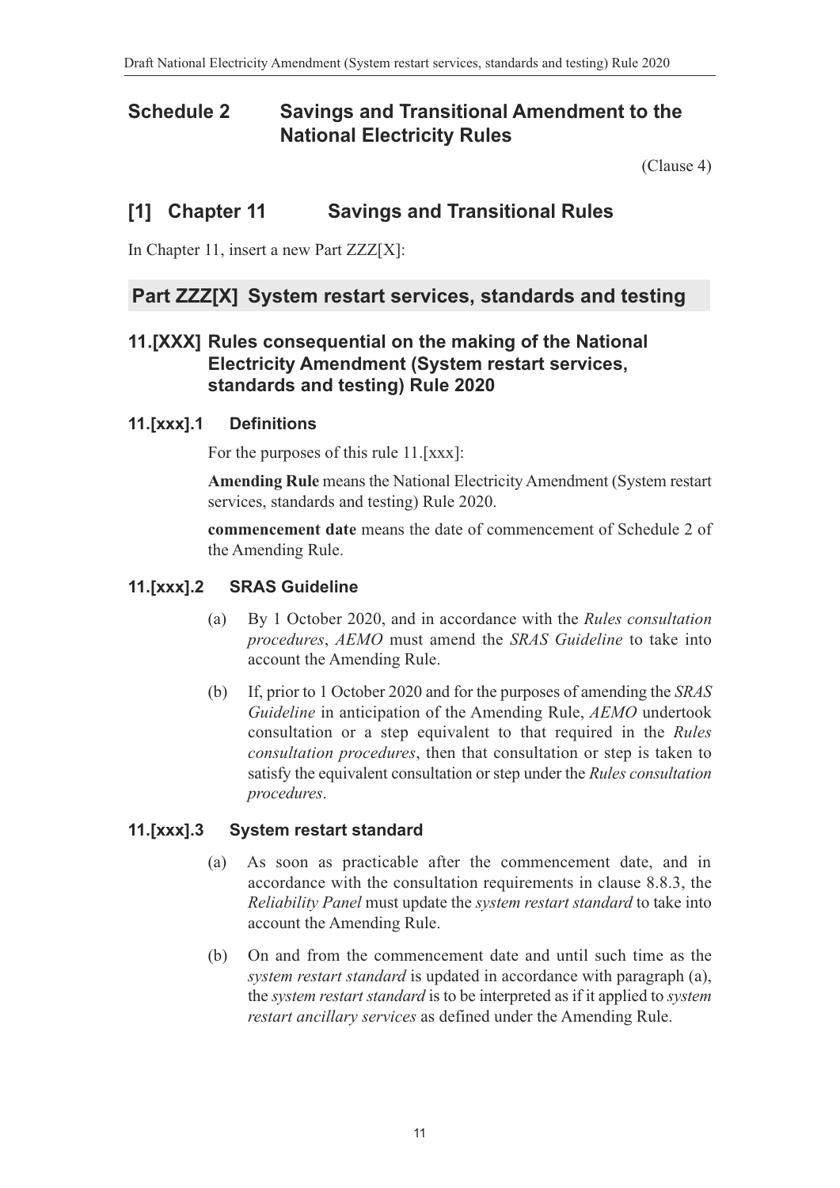# Schedule 2 Savings and Transitional Amendment to the National Electricity Rules

(Clause 4)

## [1] Chapter 11 Savings and Transitional Rules

In Chapter 11, insert a new Part ZZZ[X]:

## Part ZZZ[X] System restart services, standards and testing

### 11.[XXX] Rules consequential on the making of the National Electricity Amendment (System restart services, standards and testing) Rule 2020

#### 11.[xxx].1 Definitions

For the purposes of this rule 11.[xxx]:

**Amending Rule** means the National Electricity Amendment (System restart services, standards and testing) Rule 2020.

**commencement date** means the date of commencement of Schedule 2 of the Amending Rule.

#### 11.[xxx].2 SRAS Guideline

(a) By 1 October 2020, and in accordance with the *Rules consultation procedures*, *AEMO* must amend the *SRAS Guideline* to take into account the Amending Rule.

(b) If, prior to 1 October 2020 and for the purposes of amending the *SRAS Guideline* in anticipation of the Amending Rule, *AEMO* undertook consultation or a step equivalent to that required in the *Rules consultation procedures*, then that consultation or step is taken to satisfy the equivalent consultation or step under the *Rules consultation procedures*.

#### 11.[xxx].3 System restart standard

(a) As soon as practicable after the commencement date, and in accordance with the consultation requirements in clause 8.8.3, the *Reliability Panel* must update the *system restart standard* to take into account the Amending Rule.

(b) On and from the commencement date and until such time as the *system restart standard* is updated in accordance with paragraph (a), the *system restart standard* is to be interpreted as if it applied to *system restart ancillary services* as defined under the Amending Rule.